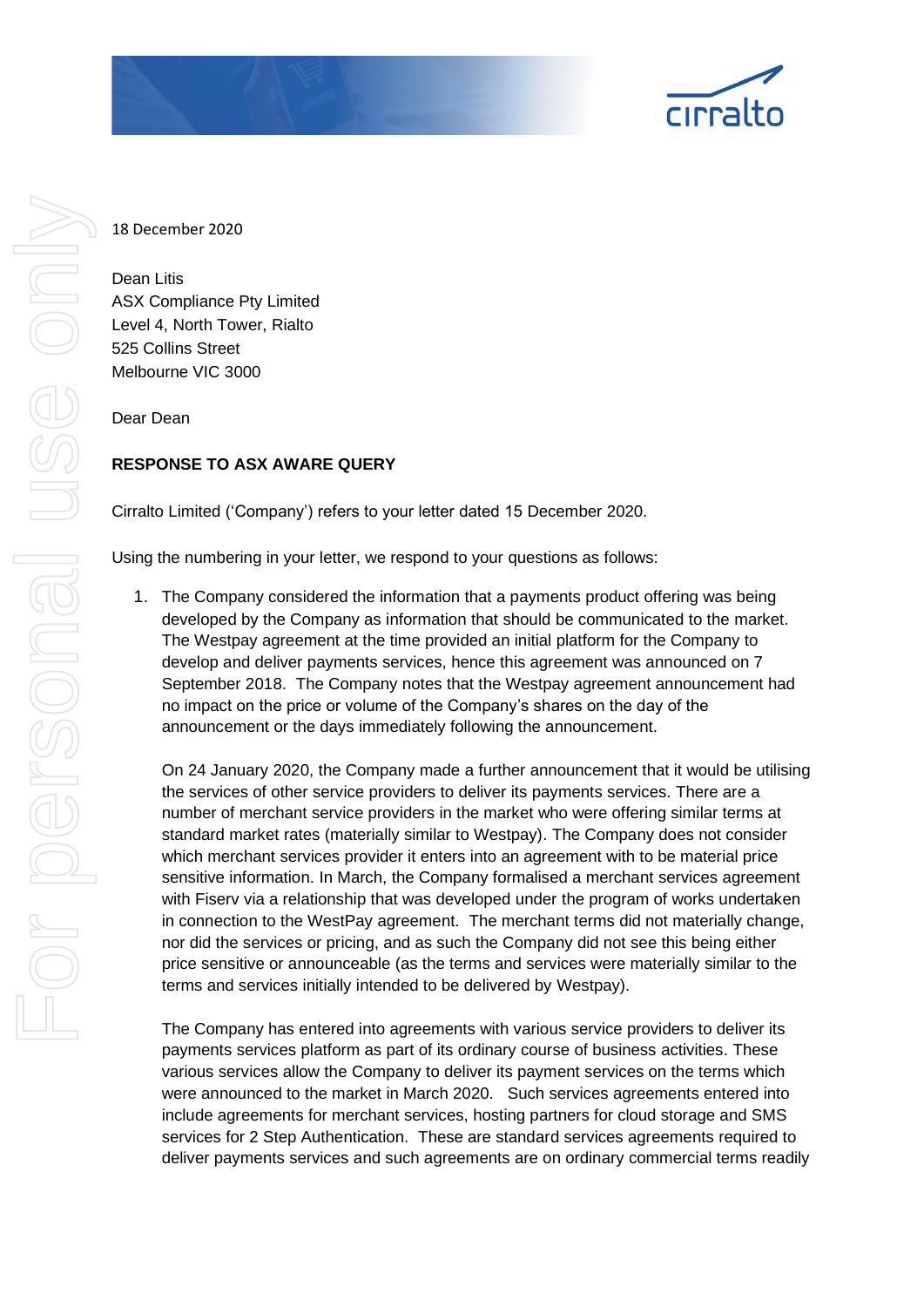18 December 2020

Dean Litis
ASX Compliance Pty Limited
Level 4, North Tower, Rialto
525 Collins Street
Melbourne VIC 3000

Dear Dean

**RESPONSE TO ASX AWARE QUERY**

Cirralto Limited ('Company') refers to your letter dated 15 December 2020.

Using the numbering in your letter, we respond to your questions as follows:

1. The Company considered the information that a payments product offering was being developed by the Company as information that should be communicated to the market. The Westpay agreement at the time provided an initial platform for the Company to develop and deliver payments services, hence this agreement was announced on 7 September 2018. The Company notes that the Westpay agreement announcement had no impact on the price or volume of the Company's shares on the day of the announcement or the days immediately following the announcement.

   On 24 January 2020, the Company made a further announcement that it would be utilising the services of other service providers to deliver its payments services. There are a number of merchant services providers in the market who were offering similar terms at standard market rates (materially similar to Westpay). The Company does not consider which merchant services provider it enters into an agreement with to be material price sensitive information. In March, the Company formalised a merchant services agreement with Fiserv via a relationship that was developed under the program of works undertaken in connection to the WestPay agreement. The merchant terms did not materially change, nor did the services or pricing, and as such the Company did not see this being either price sensitive or announceable (as the terms and services were materially similar to the terms and services initially intended to be delivered by Westpay).

   The Company has entered into agreements with various service providers to deliver its payments services platform as part of its ordinary course of business activities. These various services allow the Company to deliver its payment services on the terms which were announced to the market in March 2020. Such services agreements entered into include agreements for merchant services, hosting partners for cloud storage and SMS services for 2 Step Authentication. These are standard services agreements required to deliver payments services and such agreements are on ordinary commercial terms readily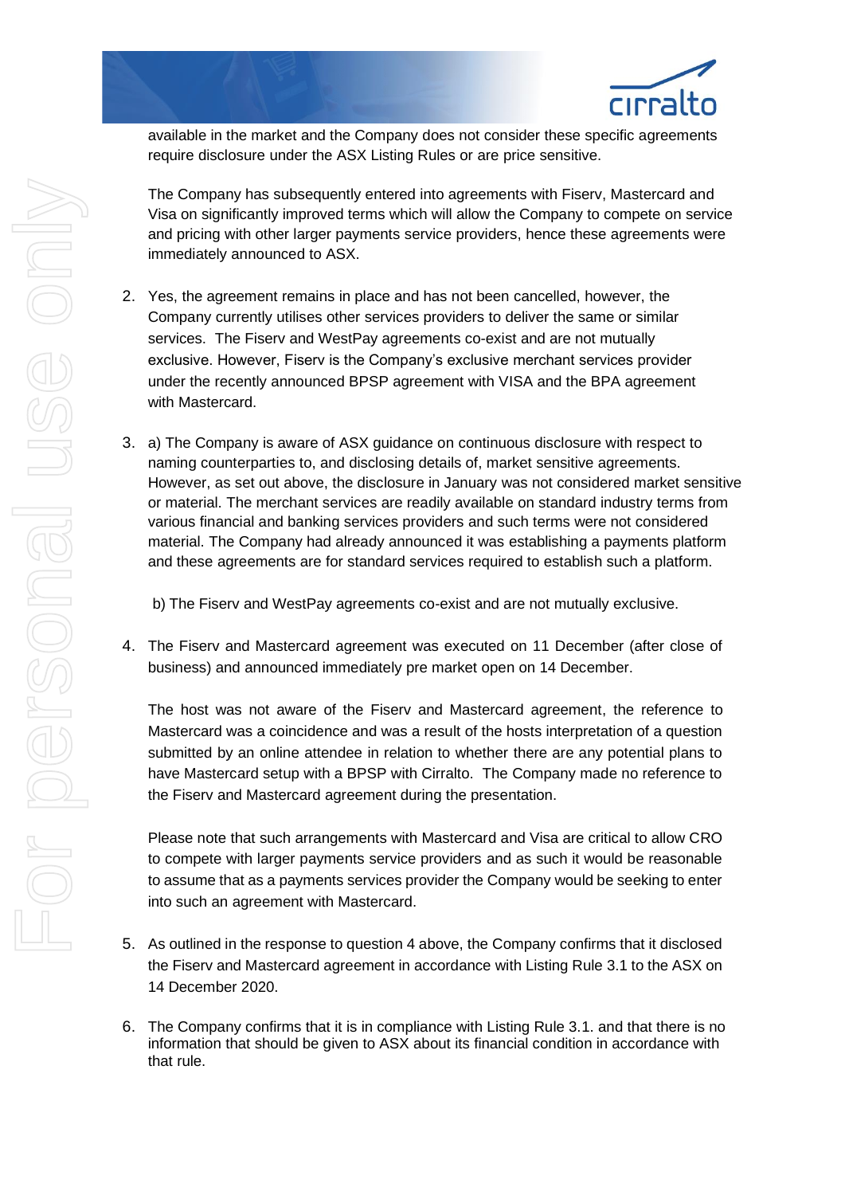available in the market and the Company does not consider these specific agreements require disclosure under the ASX Listing Rules or are price sensitive.

The Company has subsequently entered into agreements with Fiserv, Mastercard and Visa on significantly improved terms which will allow the Company to compete on service and pricing with other larger payments service providers, hence these agreements were immediately announced to ASX.

2. Yes, the agreement remains in place and has not been cancelled, however, the Company currently utilises other services providers to deliver the same or similar services. The Fiserv and WestPay agreements co-exist and are not mutually exclusive. However, Fiserv is the Company's exclusive merchant services provider under the recently announced BPSP agreement with VISA and the BPA agreement with Mastercard.

3. a) The Company is aware of ASX guidance on continuous disclosure with respect to naming counterparties to, and disclosing details of, market sensitive agreements. However, as set out above, the disclosure in January was not considered market sensitive or material. The merchant services are readily available on standard industry terms from various financial and banking services providers and such terms were not considered material. The Company had already announced it was establishing a payments platform and these agreements are for standard services required to establish such a platform.

   b) The Fiserv and WestPay agreements co-exist and are not mutually exclusive.

4. The Fiserv and Mastercard agreement was executed on 11 December (after close of business) and announced immediately pre market open on 14 December.

   The host was not aware of the Fiserv and Mastercard agreement, the reference to Mastercard was a coincidence and was a result of the hosts interpretation of a question submitted by an online attendee in relation to whether there are any potential plans to have Mastercard setup with a BPSP with Cirralto. The Company made no reference to the Fiserv and Mastercard agreement during the presentation.

   Please note that such arrangements with Mastercard and Visa are critical to allow CRO to compete with larger payments service providers and as such it would be reasonable to assume that as a payments services provider the Company would be seeking to enter into such an agreement with Mastercard.

5. As outlined in the response to question 4 above, the Company confirms that it disclosed the Fiserv and Mastercard agreement in accordance with Listing Rule 3.1 to the ASX on 14 December 2020.

6. The Company confirms that it is in compliance with Listing Rule 3.1. and that there is no information that should be given to ASX about its financial condition in accordance with that rule.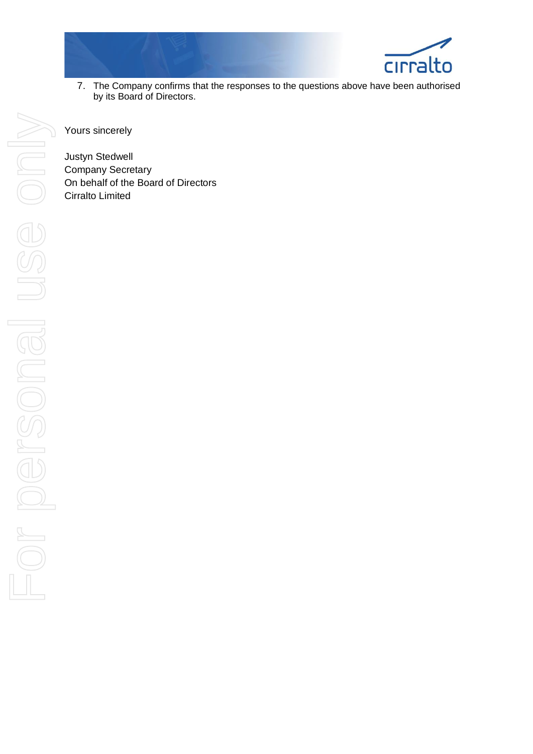7. The Company confirms that the responses to the questions above have been authorised by its Board of Directors.

Yours sincerely

Justyn Stedwell  
Company Secretary  
On behalf of the Board of Directors  
Cirralto Limited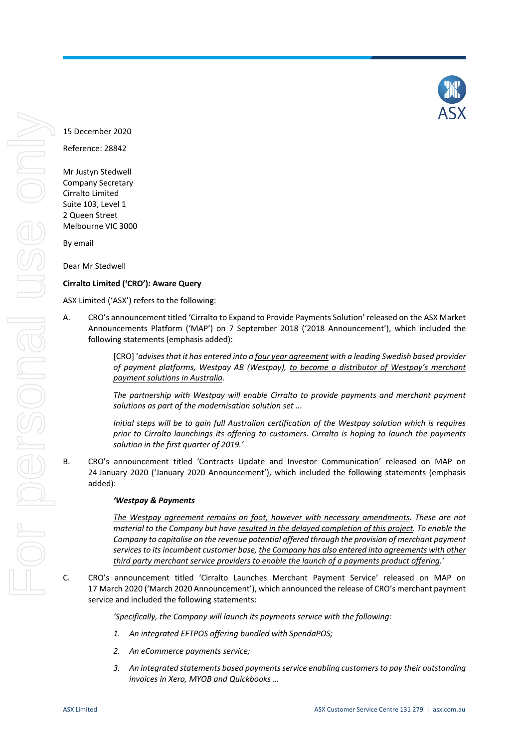15 December 2020

Reference: 28842

Mr Justyn Stedwell
Company Secretary
Cirralto Limited
Suite 103, Level 1
2 Queen Street
Melbourne VIC 3000

By email

Dear Mr Stedwell

**Cirralto Limited ('CRO'): Aware Query**

ASX Limited ('ASX') refers to the following:

A. CRO's announcement titled 'Cirralto to Expand to Provide Payments Solution' released on the ASX Market Announcements Platform ('MAP') on 7 September 2018 ('2018 Announcement'), which included the following statements (emphasis added):

> [CRO] '*advises that it has entered into a <u>four year agreement</u> with a leading Swedish based provider of payment platforms, Westpay AB (Westpay), <u>to become a distributor of Westpay's merchant payment solutions in Australia</u>.*
>
> *The partnership with Westpay will enable Cirralto to provide payments and merchant payment solutions as part of the modernisation solution set ...*
>
> *Initial steps will be to gain full Australian certification of the Westpay solution which is requires prior to Cirralto launchings its offering to customers. Cirralto is hoping to launch the payments solution in the first quarter of 2019.'*

B. CRO's announcement titled 'Contracts Update and Investor Communication' released on MAP on 24 January 2020 ('January 2020 Announcement'), which included the following statements (emphasis added):

> ***'Westpay & Payments***
>
> *<u>The Westpay agreement remains on foot, however with necessary amendments</u>. These are not material to the Company but have <u>resulted in the delayed completion of this project</u>. To enable the Company to capitalise on the revenue potential offered through the provision of merchant payment services to its incumbent customer base, <u>the Company has also entered into agreements with other third party merchant service providers to enable the launch of a payments product offering</u>.'*

C. CRO's announcement titled 'Cirralto Launches Merchant Payment Service' released on MAP on 17 March 2020 ('March 2020 Announcement'), which announced the release of CRO's merchant payment service and included the following statements:

> *'Specifically, the Company will launch its payments service with the following:*
>
> 1. *An integrated EFTPOS offering bundled with SpendaPOS;*
> 2. *An eCommerce payments service;*
> 3. *An integrated statements based payments service enabling customers to pay their outstanding invoices in Xero, MYOB and Quickbooks …*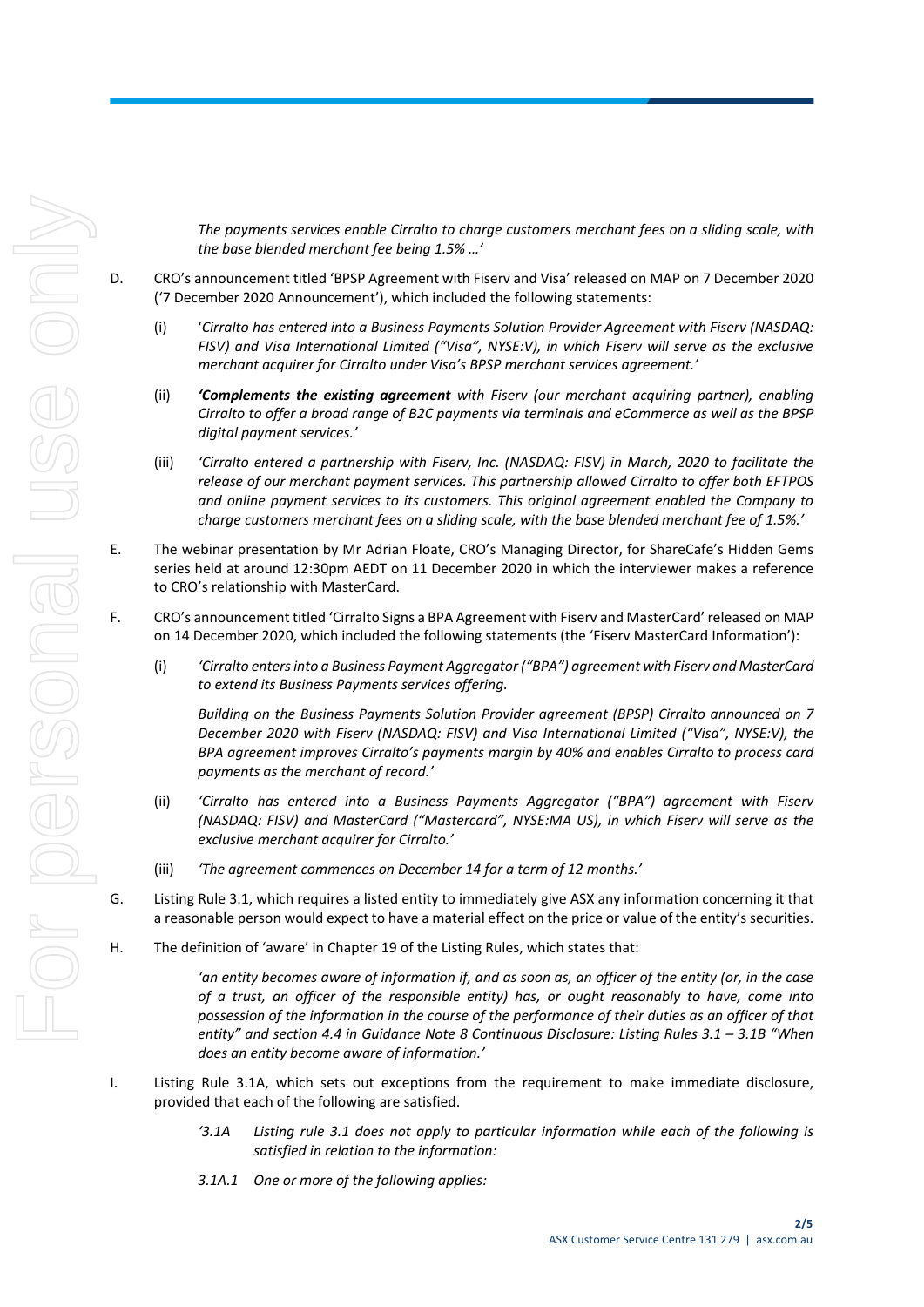*The payments services enable Cirralto to charge customers merchant fees on a sliding scale, with the base blended merchant fee being 1.5% …'*

D. CRO's announcement titled 'BPSP Agreement with Fiserv and Visa' released on MAP on 7 December 2020 ('7 December 2020 Announcement'), which included the following statements:

   (i) '*Cirralto has entered into a Business Payments Solution Provider Agreement with Fiserv (NASDAQ: FISV) and Visa International Limited ("Visa", NYSE:V), in which Fiserv will serve as the exclusive merchant acquirer for Cirralto under Visa's BPSP merchant services agreement.'*

   (ii) ***'Complements the existing agreement*** *with Fiserv (our merchant acquiring partner), enabling Cirralto to offer a broad range of B2C payments via terminals and eCommerce as well as the BPSP digital payment services.'*

   (iii) *'Cirralto entered a partnership with Fiserv, Inc. (NASDAQ: FISV) in March, 2020 to facilitate the release of our merchant payment services. This partnership allowed Cirralto to offer both EFTPOS and online payment services to its customers. This original agreement enabled the Company to charge customers merchant fees on a sliding scale, with the base blended merchant fee of 1.5%.'*

E. The webinar presentation by Mr Adrian Floate, CRO's Managing Director, for ShareCafe's Hidden Gems series held at around 12:30pm AEDT on 11 December 2020 in which the interviewer makes a reference to CRO's relationship with MasterCard.

F. CRO's announcement titled 'Cirralto Signs a BPA Agreement with Fiserv and MasterCard' released on MAP on 14 December 2020, which included the following statements (the 'Fiserv MasterCard Information'):

   (i) *'Cirralto enters into a Business Payment Aggregator ("BPA") agreement with Fiserv and MasterCard to extend its Business Payments services offering.*

   *Building on the Business Payments Solution Provider agreement (BPSP) Cirralto announced on 7 December 2020 with Fiserv (NASDAQ: FISV) and Visa International Limited ("Visa", NYSE:V), the BPA agreement improves Cirralto's payments margin by 40% and enables Cirralto to process card payments as the merchant of record.'*

   (ii) *'Cirralto has entered into a Business Payments Aggregator ("BPA") agreement with Fiserv (NASDAQ: FISV) and MasterCard ("Mastercard", NYSE:MA US), in which Fiserv will serve as the exclusive merchant acquirer for Cirralto.'*

   (iii) *'The agreement commences on December 14 for a term of 12 months.'*

G. Listing Rule 3.1, which requires a listed entity to immediately give ASX any information concerning it that a reasonable person would expect to have a material effect on the price or value of the entity's securities.

H. The definition of 'aware' in Chapter 19 of the Listing Rules, which states that:

   *'an entity becomes aware of information if, and as soon as, an officer of the entity (or, in the case of a trust, an officer of the responsible entity) has, or ought reasonably to have, come into possession of the information in the course of the performance of their duties as an officer of that entity" and section 4.4 in Guidance Note 8 Continuous Disclosure: Listing Rules 3.1 – 3.1B "When does an entity become aware of information.'*

I. Listing Rule 3.1A, which sets out exceptions from the requirement to make immediate disclosure, provided that each of the following are satisfied.

   *'3.1A Listing rule 3.1 does not apply to particular information while each of the following is satisfied in relation to the information:*

   *3.1A.1 One or more of the following applies:*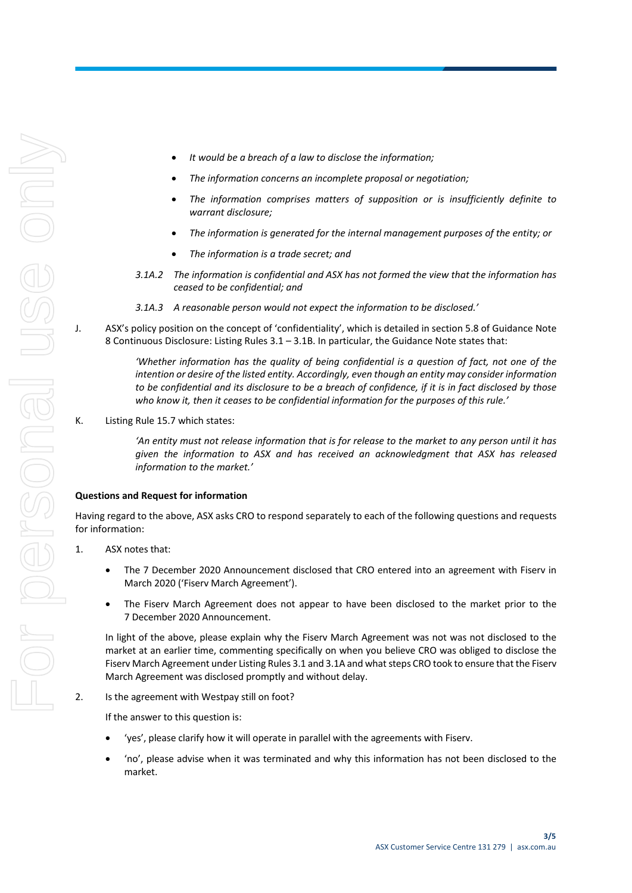- *It would be a breach of a law to disclose the information;*
- *The information concerns an incomplete proposal or negotiation;*
- *The information comprises matters of supposition or is insufficiently definite to warrant disclosure;*
- *The information is generated for the internal management purposes of the entity; or*
- *The information is a trade secret; and*

*3.1A.2 The information is confidential and ASX has not formed the view that the information has ceased to be confidential; and*

*3.1A.3 A reasonable person would not expect the information to be disclosed.'*

J. ASX's policy position on the concept of 'confidentiality', which is detailed in section 5.8 of Guidance Note 8 Continuous Disclosure: Listing Rules 3.1 – 3.1B. In particular, the Guidance Note states that:

> *'Whether information has the quality of being confidential is a question of fact, not one of the intention or desire of the listed entity. Accordingly, even though an entity may consider information to be confidential and its disclosure to be a breach of confidence, if it is in fact disclosed by those who know it, then it ceases to be confidential information for the purposes of this rule.'*

K. Listing Rule 15.7 which states:

> *'An entity must not release information that is for release to the market to any person until it has given the information to ASX and has received an acknowledgment that ASX has released information to the market.'*

**Questions and Request for information**

Having regard to the above, ASX asks CRO to respond separately to each of the following questions and requests for information:

1. ASX notes that:

   - The 7 December 2020 Announcement disclosed that CRO entered into an agreement with Fiserv in March 2020 ('Fiserv March Agreement').
   - The Fiserv March Agreement does not appear to have been disclosed to the market prior to the 7 December 2020 Announcement.

   In light of the above, please explain why the Fiserv March Agreement was not was not disclosed to the market at an earlier time, commenting specifically on when you believe CRO was obliged to disclose the Fiserv March Agreement under Listing Rules 3.1 and 3.1A and what steps CRO took to ensure that the Fiserv March Agreement was disclosed promptly and without delay.

2. Is the agreement with Westpay still on foot?

   If the answer to this question is:

   - 'yes', please clarify how it will operate in parallel with the agreements with Fiserv.
   - 'no', please advise when it was terminated and why this information has not been disclosed to the market.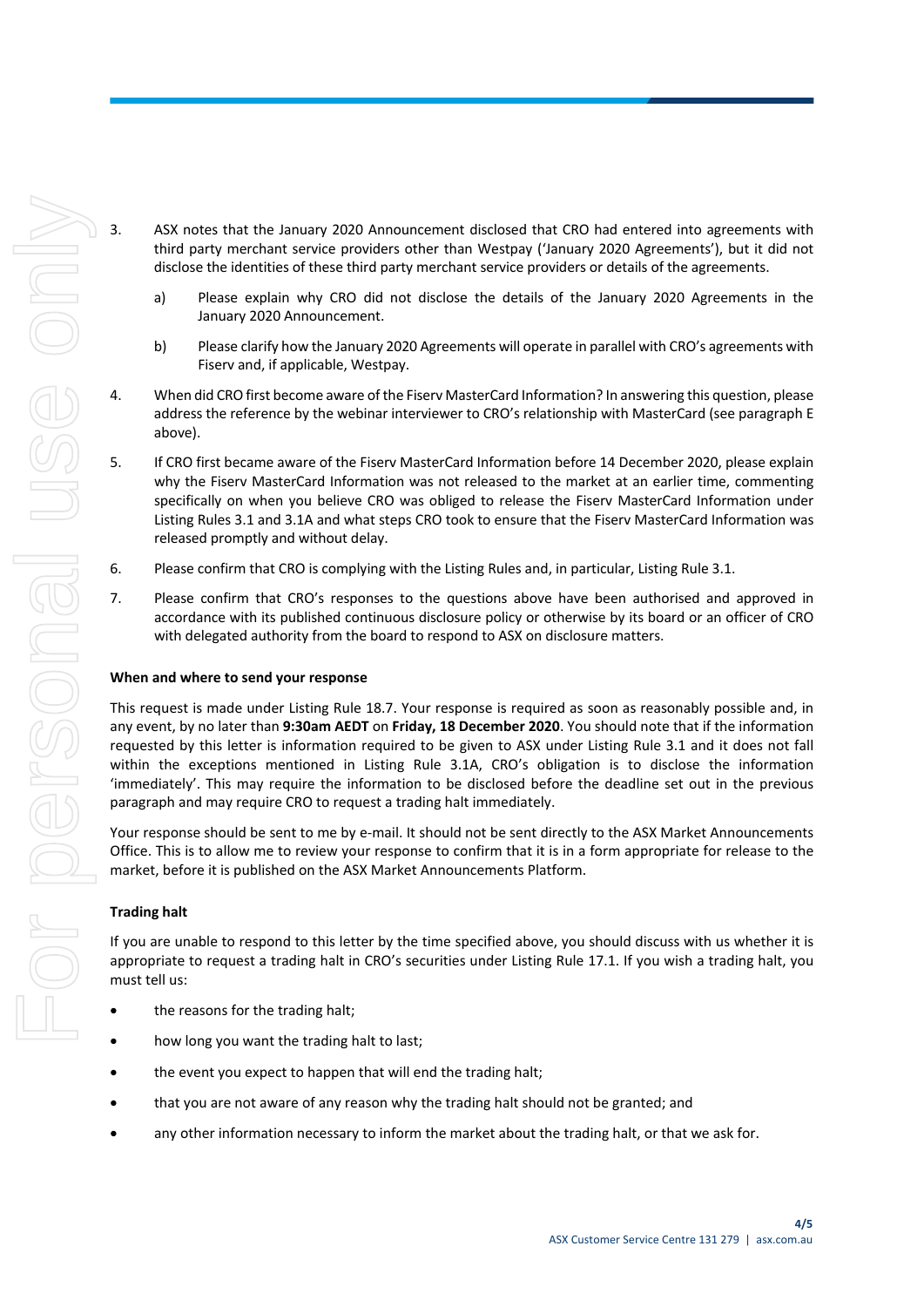3. ASX notes that the January 2020 Announcement disclosed that CRO had entered into agreements with third party merchant service providers other than Westpay ('January 2020 Agreements'), but it did not disclose the identities of these third party merchant service providers or details of the agreements.

   a) Please explain why CRO did not disclose the details of the January 2020 Agreements in the January 2020 Announcement.

   b) Please clarify how the January 2020 Agreements will operate in parallel with CRO's agreements with Fiserv and, if applicable, Westpay.

4. When did CRO first become aware of the Fiserv MasterCard Information? In answering this question, please address the reference by the webinar interviewer to CRO's relationship with MasterCard (see paragraph E above).

5. If CRO first became aware of the Fiserv MasterCard Information before 14 December 2020, please explain why the Fiserv MasterCard Information was not released to the market at an earlier time, commenting specifically on when you believe CRO was obliged to release the Fiserv MasterCard Information under Listing Rules 3.1 and 3.1A and what steps CRO took to ensure that the Fiserv MasterCard Information was released promptly and without delay.

6. Please confirm that CRO is complying with the Listing Rules and, in particular, Listing Rule 3.1.

7. Please confirm that CRO's responses to the questions above have been authorised and approved in accordance with its published continuous disclosure policy or otherwise by its board or an officer of CRO with delegated authority from the board to respond to ASX on disclosure matters.

**When and where to send your response**

This request is made under Listing Rule 18.7. Your response is required as soon as reasonably possible and, in any event, by no later than **9:30am AEDT** on **Friday, 18 December 2020**. You should note that if the information requested by this letter is information required to be given to ASX under Listing Rule 3.1 and it does not fall within the exceptions mentioned in Listing Rule 3.1A, CRO's obligation is to disclose the information 'immediately'. This may require the information to be disclosed before the deadline set out in the previous paragraph and may require CRO to request a trading halt immediately.

Your response should be sent to me by e-mail. It should not be sent directly to the ASX Market Announcements Office. This is to allow me to review your response to confirm that it is in a form appropriate for release to the market, before it is published on the ASX Market Announcements Platform.

**Trading halt**

If you are unable to respond to this letter by the time specified above, you should discuss with us whether it is appropriate to request a trading halt in CRO's securities under Listing Rule 17.1. If you wish a trading halt, you must tell us:

- the reasons for the trading halt;
- how long you want the trading halt to last;
- the event you expect to happen that will end the trading halt;
- that you are not aware of any reason why the trading halt should not be granted; and
- any other information necessary to inform the market about the trading halt, or that we ask for.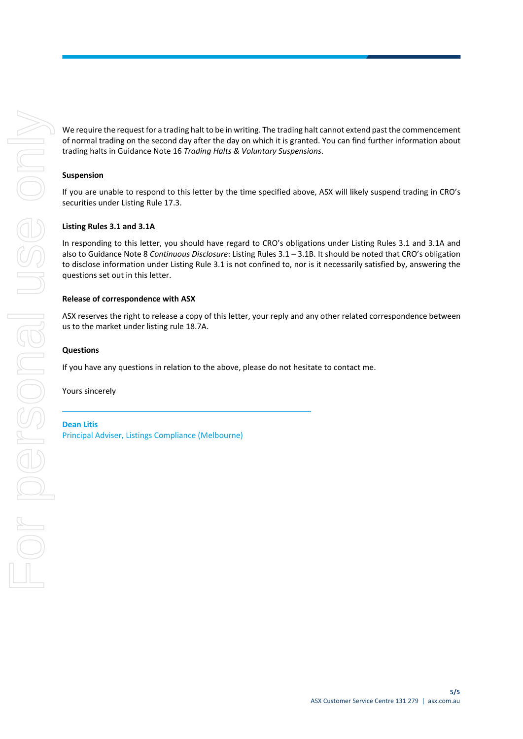We require the request for a trading halt to be in writing. The trading halt cannot extend past the commencement of normal trading on the second day after the day on which it is granted. You can find further information about trading halts in Guidance Note 16 *Trading Halts & Voluntary Suspensions*.

**Suspension**

If you are unable to respond to this letter by the time specified above, ASX will likely suspend trading in CRO's securities under Listing Rule 17.3.

**Listing Rules 3.1 and 3.1A**

In responding to this letter, you should have regard to CRO's obligations under Listing Rules 3.1 and 3.1A and also to Guidance Note 8 *Continuous Disclosure*: Listing Rules 3.1 – 3.1B. It should be noted that CRO's obligation to disclose information under Listing Rule 3.1 is not confined to, nor is it necessarily satisfied by, answering the questions set out in this letter.

**Release of correspondence with ASX**

ASX reserves the right to release a copy of this letter, your reply and any other related correspondence between us to the market under listing rule 18.7A.

**Questions**

If you have any questions in relation to the above, please do not hesitate to contact me.

Yours sincerely

---

**Dean Litis**
Principal Adviser, Listings Compliance (Melbourne)